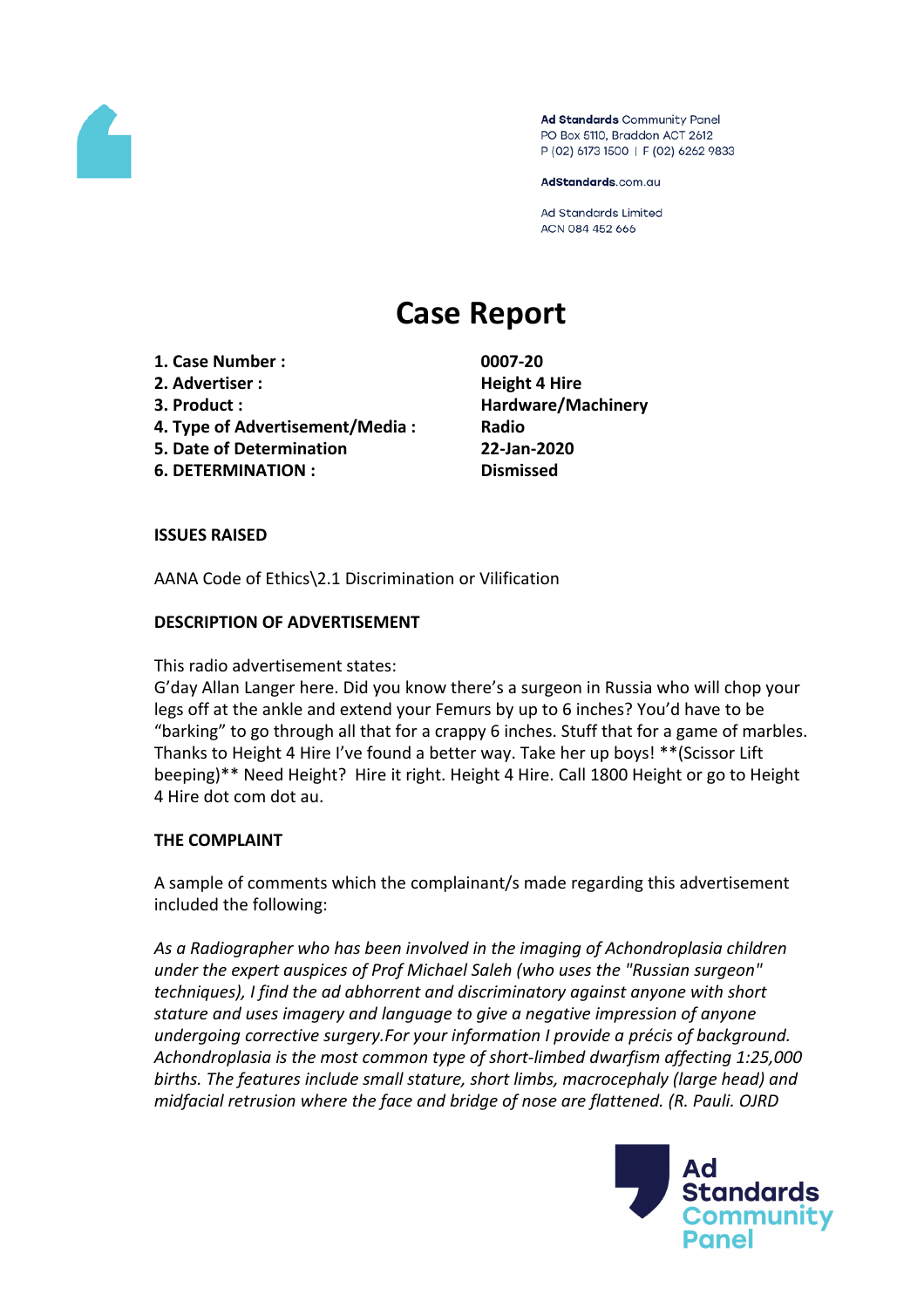Ad Standards Community Panel
PO Box 5110, Braddon ACT 2612
P (02) 6173 1500 | F (02) 6262 9833

AdStandards.com.au

Ad Standards Limited
ACN 084 452 666

# Case Report

| | |
|---|---|
| **1. Case Number :** | **0007-20** |
| **2. Advertiser :** | **Height 4 Hire** |
| **3. Product :** | **Hardware/Machinery** |
| **4. Type of Advertisement/Media :** | **Radio** |
| **5. Date of Determination** | **22-Jan-2020** |
| **6. DETERMINATION :** | **Dismissed** |

**ISSUES RAISED**

AANA Code of Ethics\2.1 Discrimination or Vilification

**DESCRIPTION OF ADVERTISEMENT**

This radio advertisement states:
G'day Allan Langer here. Did you know there's a surgeon in Russia who will chop your legs off at the ankle and extend your Femurs by up to 6 inches? You'd have to be "barking" to go through all that for a crappy 6 inches. Stuff that for a game of marbles. Thanks to Height 4 Hire I've found a better way. Take her up boys! **(Scissor Lift beeping)** Need Height? Hire it right. Height 4 Hire. Call 1800 Height or go to Height 4 Hire dot com dot au.

**THE COMPLAINT**

A sample of comments which the complainant/s made regarding this advertisement included the following:

*As a Radiographer who has been involved in the imaging of Achondroplasia children under the expert auspices of Prof Michael Saleh (who uses the "Russian surgeon" techniques), I find the ad abhorrent and discriminatory against anyone with short stature and uses imagery and language to give a negative impression of anyone undergoing corrective surgery.For your information I provide a précis of background. Achondroplasia is the most common type of short-limbed dwarfism affecting 1:25,000 births. The features include small stature, short limbs, macrocephaly (large head) and midfacial retrusion where the face and bridge of nose are flattened. (R. Pauli. OJRD*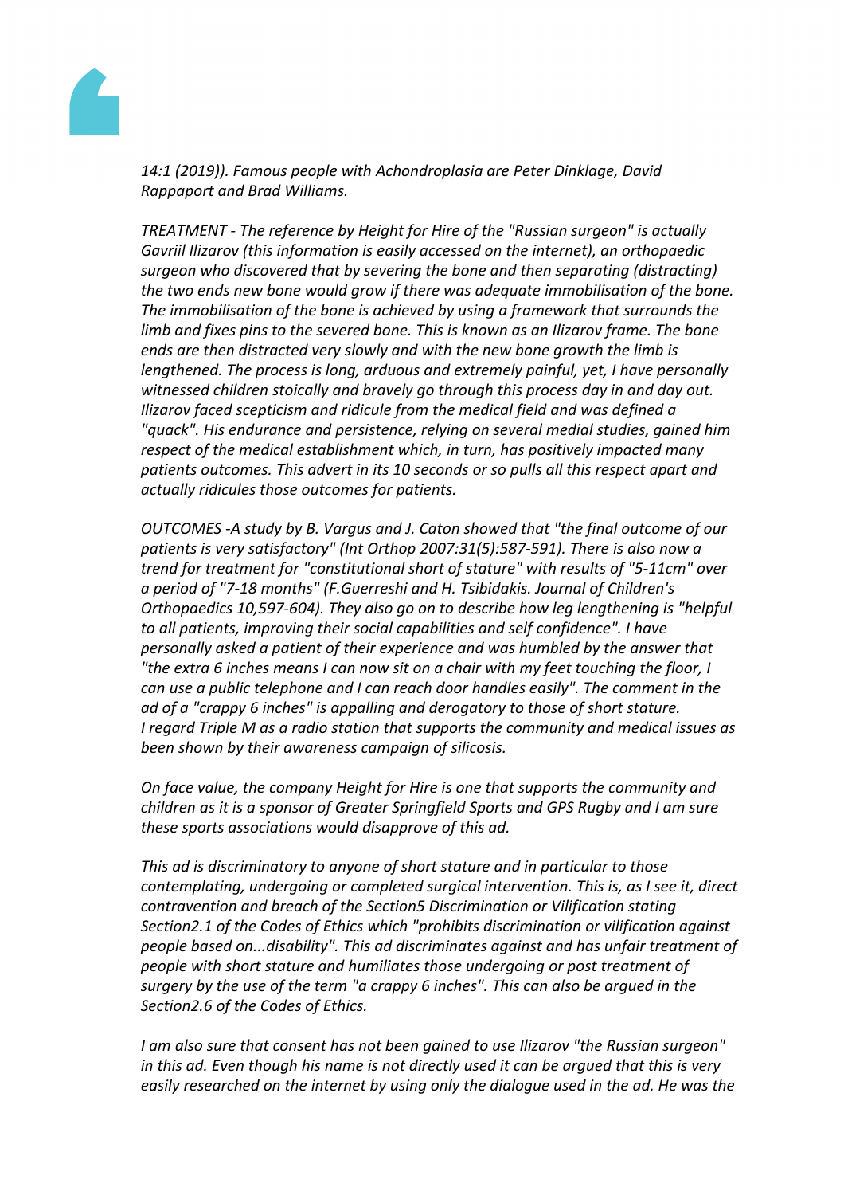*14:1 (2019)). Famous people with Achondroplasia are Peter Dinklage, David Rappaport and Brad Williams.*

*TREATMENT - The reference by Height for Hire of the "Russian surgeon" is actually Gavriil Ilizarov (this information is easily accessed on the internet), an orthopaedic surgeon who discovered that by severing the bone and then separating (distracting) the two ends new bone would grow if there was adequate immobilisation of the bone. The immobilisation of the bone is achieved by using a framework that surrounds the limb and fixes pins to the severed bone. This is known as an Ilizarov frame. The bone ends are then distracted very slowly and with the new bone growth the limb is lengthened. The process is long, arduous and extremely painful, yet, I have personally witnessed children stoically and bravely go through this process day in and day out. Ilizarov faced scepticism and ridicule from the medical field and was defined a "quack". His endurance and persistence, relying on several medial studies, gained him respect of the medical establishment which, in turn, has positively impacted many patients outcomes. This advert in its 10 seconds or so pulls all this respect apart and actually ridicules those outcomes for patients.*

*OUTCOMES -A study by B. Vargus and J. Caton showed that "the final outcome of our patients is very satisfactory" (Int Orthop 2007:31(5):587-591). There is also now a trend for treatment for "constitutional short of stature" with results of "5-11cm" over a period of "7-18 months" (F.Guerreshi and H. Tsibidakis. Journal of Children's Orthopaedics 10,597-604). They also go on to describe how leg lengthening is "helpful to all patients, improving their social capabilities and self confidence". I have personally asked a patient of their experience and was humbled by the answer that "the extra 6 inches means I can now sit on a chair with my feet touching the floor, I can use a public telephone and I can reach door handles easily". The comment in the ad of a "crappy 6 inches" is appalling and derogatory to those of short stature. I regard Triple M as a radio station that supports the community and medical issues as been shown by their awareness campaign of silicosis.*

*On face value, the company Height for Hire is one that supports the community and children as it is a sponsor of Greater Springfield Sports and GPS Rugby and I am sure these sports associations would disapprove of this ad.*

*This ad is discriminatory to anyone of short stature and in particular to those contemplating, undergoing or completed surgical intervention. This is, as I see it, direct contravention and breach of the Section5 Discrimination or Vilification stating Section2.1 of the Codes of Ethics which "prohibits discrimination or vilification against people based on...disability". This ad discriminates against and has unfair treatment of people with short stature and humiliates those undergoing or post treatment of surgery by the use of the term "a crappy 6 inches". This can also be argued in the Section2.6 of the Codes of Ethics.*

*I am also sure that consent has not been gained to use Ilizarov "the Russian surgeon" in this ad. Even though his name is not directly used it can be argued that this is very easily researched on the internet by using only the dialogue used in the ad. He was the*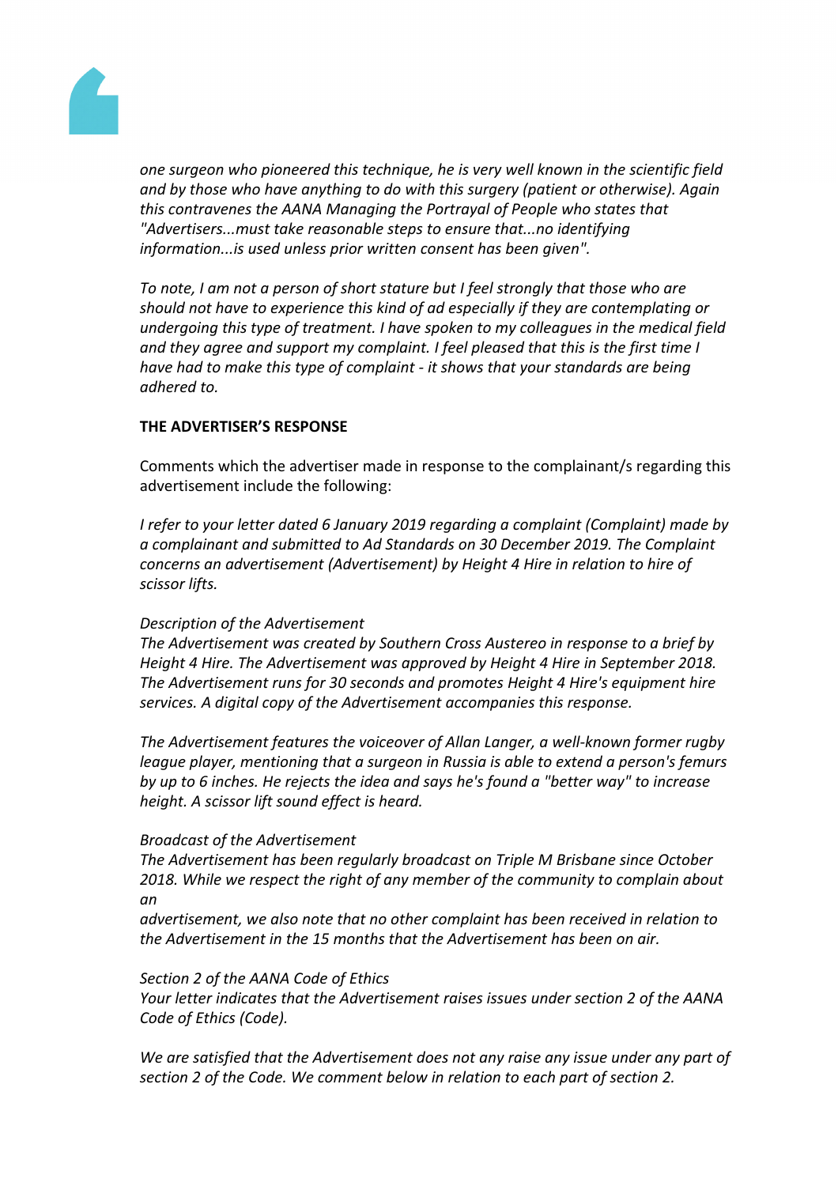*one surgeon who pioneered this technique, he is very well known in the scientific field and by those who have anything to do with this surgery (patient or otherwise). Again this contravenes the AANA Managing the Portrayal of People who states that "Advertisers...must take reasonable steps to ensure that...no identifying information...is used unless prior written consent has been given".*

*To note, I am not a person of short stature but I feel strongly that those who are should not have to experience this kind of ad especially if they are contemplating or undergoing this type of treatment. I have spoken to my colleagues in the medical field and they agree and support my complaint. I feel pleased that this is the first time I have had to make this type of complaint - it shows that your standards are being adhered to.*

**THE ADVERTISER'S RESPONSE**

Comments which the advertiser made in response to the complainant/s regarding this advertisement include the following:

*I refer to your letter dated 6 January 2019 regarding a complaint (Complaint) made by a complainant and submitted to Ad Standards on 30 December 2019. The Complaint concerns an advertisement (Advertisement) by Height 4 Hire in relation to hire of scissor lifts.*

*Description of the Advertisement*
*The Advertisement was created by Southern Cross Austereo in response to a brief by Height 4 Hire. The Advertisement was approved by Height 4 Hire in September 2018. The Advertisement runs for 30 seconds and promotes Height 4 Hire's equipment hire services. A digital copy of the Advertisement accompanies this response.*

*The Advertisement features the voiceover of Allan Langer, a well-known former rugby league player, mentioning that a surgeon in Russia is able to extend a person's femurs by up to 6 inches. He rejects the idea and says he's found a "better way" to increase height. A scissor lift sound effect is heard.*

*Broadcast of the Advertisement*
*The Advertisement has been regularly broadcast on Triple M Brisbane since October 2018. While we respect the right of any member of the community to complain about an advertisement, we also note that no other complaint has been received in relation to the Advertisement in the 15 months that the Advertisement has been on air.*

*Section 2 of the AANA Code of Ethics*
*Your letter indicates that the Advertisement raises issues under section 2 of the AANA Code of Ethics (Code).*

*We are satisfied that the Advertisement does not any raise any issue under any part of section 2 of the Code. We comment below in relation to each part of section 2.*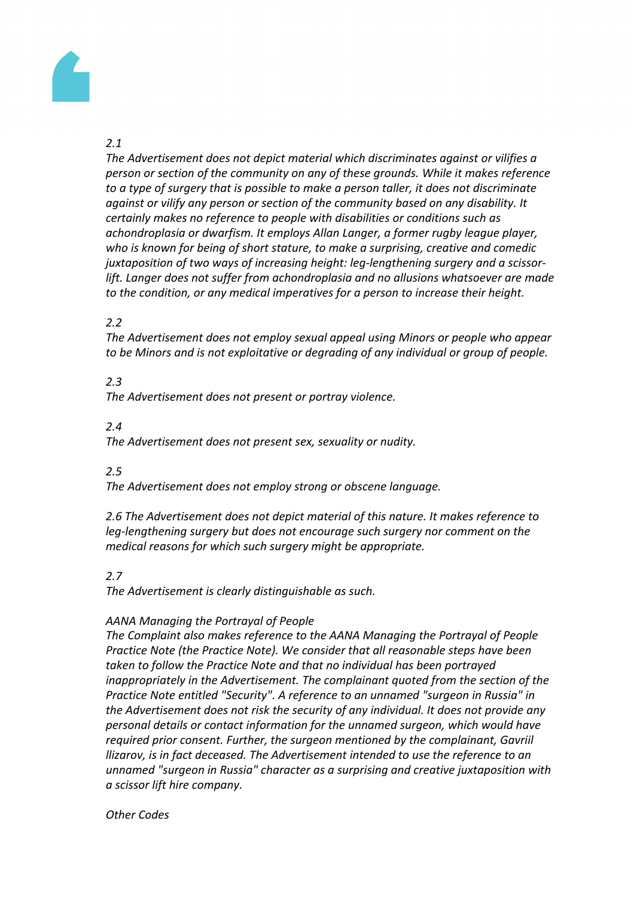*2.1*
*The Advertisement does not depict material which discriminates against or vilifies a person or section of the community on any of these grounds. While it makes reference to a type of surgery that is possible to make a person taller, it does not discriminate against or vilify any person or section of the community based on any disability. It certainly makes no reference to people with disabilities or conditions such as achondroplasia or dwarfism. It employs Allan Langer, a former rugby league player, who is known for being of short stature, to make a surprising, creative and comedic juxtaposition of two ways of increasing height: leg-lengthening surgery and a scissor-lift. Langer does not suffer from achondroplasia and no allusions whatsoever are made to the condition, or any medical imperatives for a person to increase their height.*

*2.2*
*The Advertisement does not employ sexual appeal using Minors or people who appear to be Minors and is not exploitative or degrading of any individual or group of people.*

*2.3*
*The Advertisement does not present or portray violence.*

*2.4*
*The Advertisement does not present sex, sexuality or nudity.*

*2.5*
*The Advertisement does not employ strong or obscene language.*

*2.6 The Advertisement does not depict material of this nature. It makes reference to leg-lengthening surgery but does not encourage such surgery nor comment on the medical reasons for which such surgery might be appropriate.*

*2.7*
*The Advertisement is clearly distinguishable as such.*

*AANA Managing the Portrayal of People*
*The Complaint also makes reference to the AANA Managing the Portrayal of People Practice Note (the Practice Note). We consider that all reasonable steps have been taken to follow the Practice Note and that no individual has been portrayed inappropriately in the Advertisement. The complainant quoted from the section of the Practice Note entitled "Security". A reference to an unnamed "surgeon in Russia" in the Advertisement does not risk the security of any individual. It does not provide any personal details or contact information for the unnamed surgeon, which would have required prior consent. Further, the surgeon mentioned by the complainant, Gavriil Ilizarov, is in fact deceased. The Advertisement intended to use the reference to an unnamed "surgeon in Russia" character as a surprising and creative juxtaposition with a scissor lift hire company.*

*Other Codes*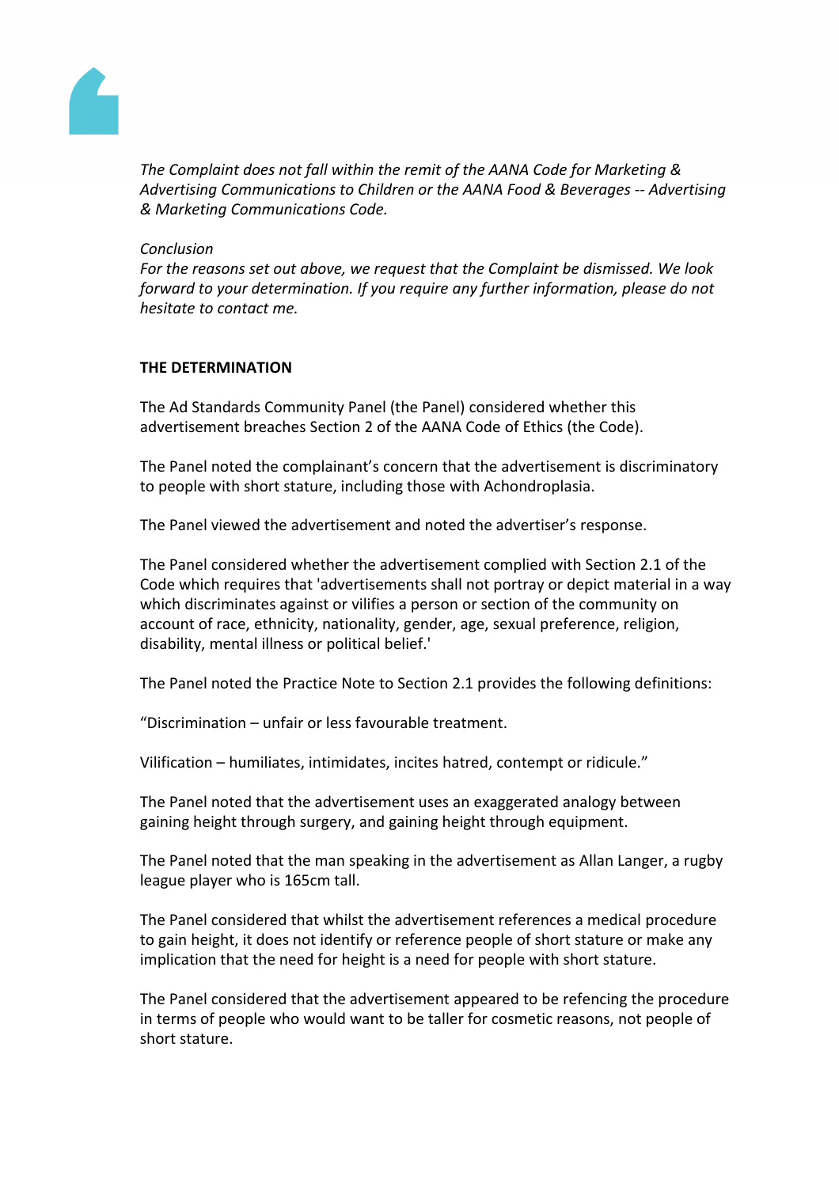*The Complaint does not fall within the remit of the AANA Code for Marketing & Advertising Communications to Children or the AANA Food & Beverages -- Advertising & Marketing Communications Code.*

*Conclusion*
*For the reasons set out above, we request that the Complaint be dismissed. We look forward to your determination. If you require any further information, please do not hesitate to contact me.*

**THE DETERMINATION**

The Ad Standards Community Panel (the Panel) considered whether this advertisement breaches Section 2 of the AANA Code of Ethics (the Code).

The Panel noted the complainant's concern that the advertisement is discriminatory to people with short stature, including those with Achondroplasia.

The Panel viewed the advertisement and noted the advertiser's response.

The Panel considered whether the advertisement complied with Section 2.1 of the Code which requires that 'advertisements shall not portray or depict material in a way which discriminates against or vilifies a person or section of the community on account of race, ethnicity, nationality, gender, age, sexual preference, religion, disability, mental illness or political belief.'

The Panel noted the Practice Note to Section 2.1 provides the following definitions:

"Discrimination – unfair or less favourable treatment.

Vilification – humiliates, intimidates, incites hatred, contempt or ridicule."

The Panel noted that the advertisement uses an exaggerated analogy between gaining height through surgery, and gaining height through equipment.

The Panel noted that the man speaking in the advertisement as Allan Langer, a rugby league player who is 165cm tall.

The Panel considered that whilst the advertisement references a medical procedure to gain height, it does not identify or reference people of short stature or make any implication that the need for height is a need for people with short stature.

The Panel considered that the advertisement appeared to be refencing the procedure in terms of people who would want to be taller for cosmetic reasons, not people of short stature.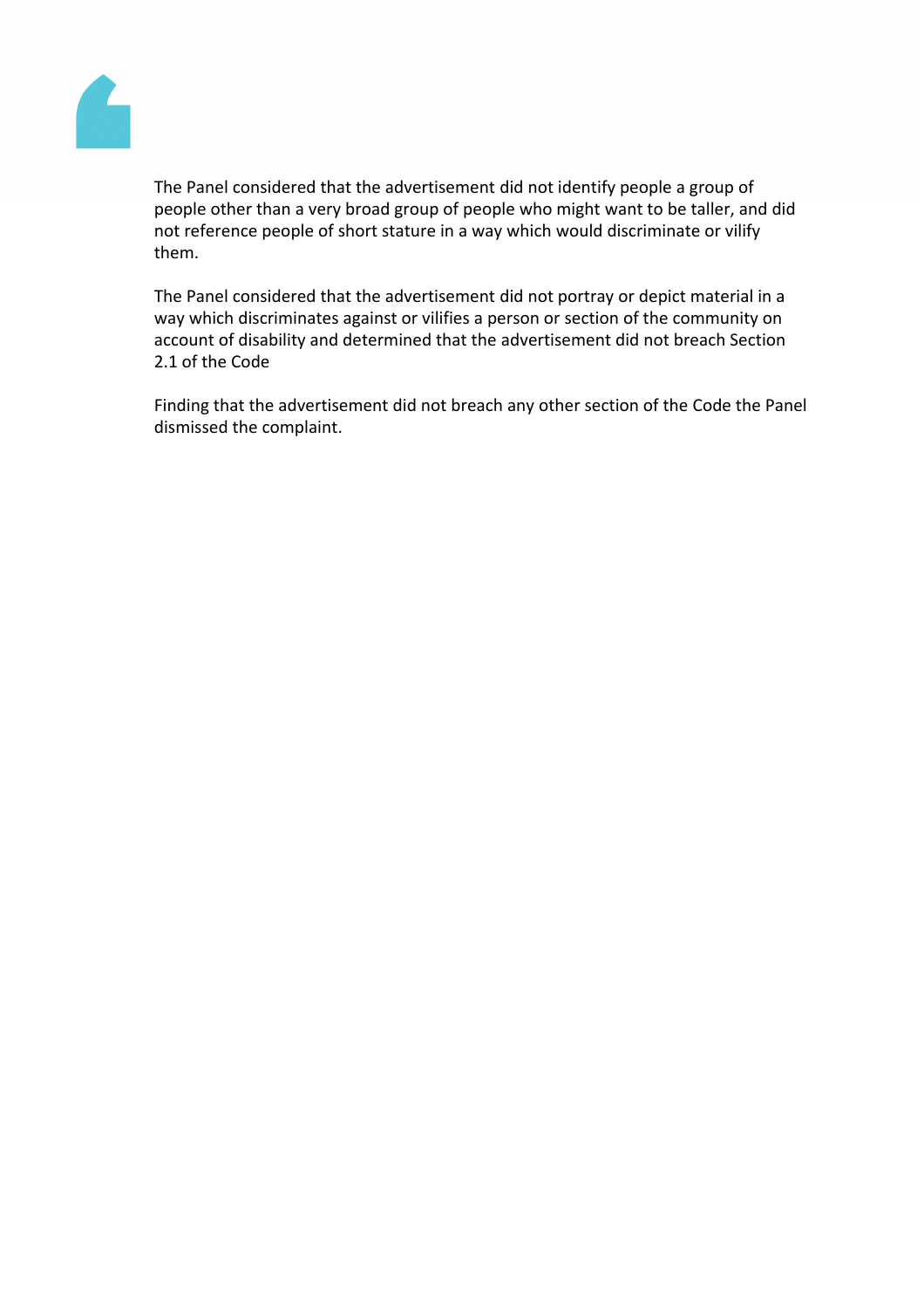The Panel considered that the advertisement did not identify people a group of people other than a very broad group of people who might want to be taller, and did not reference people of short stature in a way which would discriminate or vilify them.

The Panel considered that the advertisement did not portray or depict material in a way which discriminates against or vilifies a person or section of the community on account of disability and determined that the advertisement did not breach Section 2.1 of the Code

Finding that the advertisement did not breach any other section of the Code the Panel dismissed the complaint.